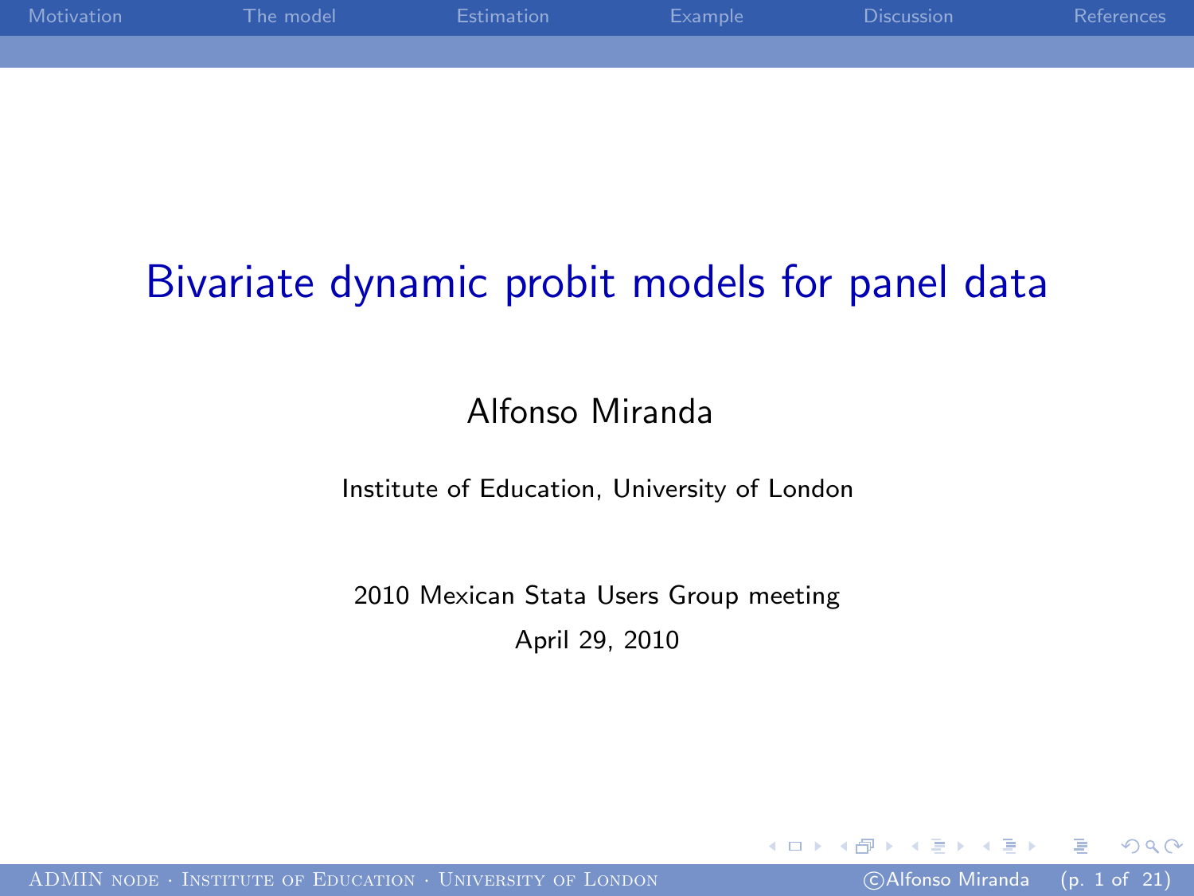# Bivariate dynamic probit models for panel data

Alfonso Miranda

Institute of Education, University of London

2010 Mexican Stata Users Group meeting

April 29, 2010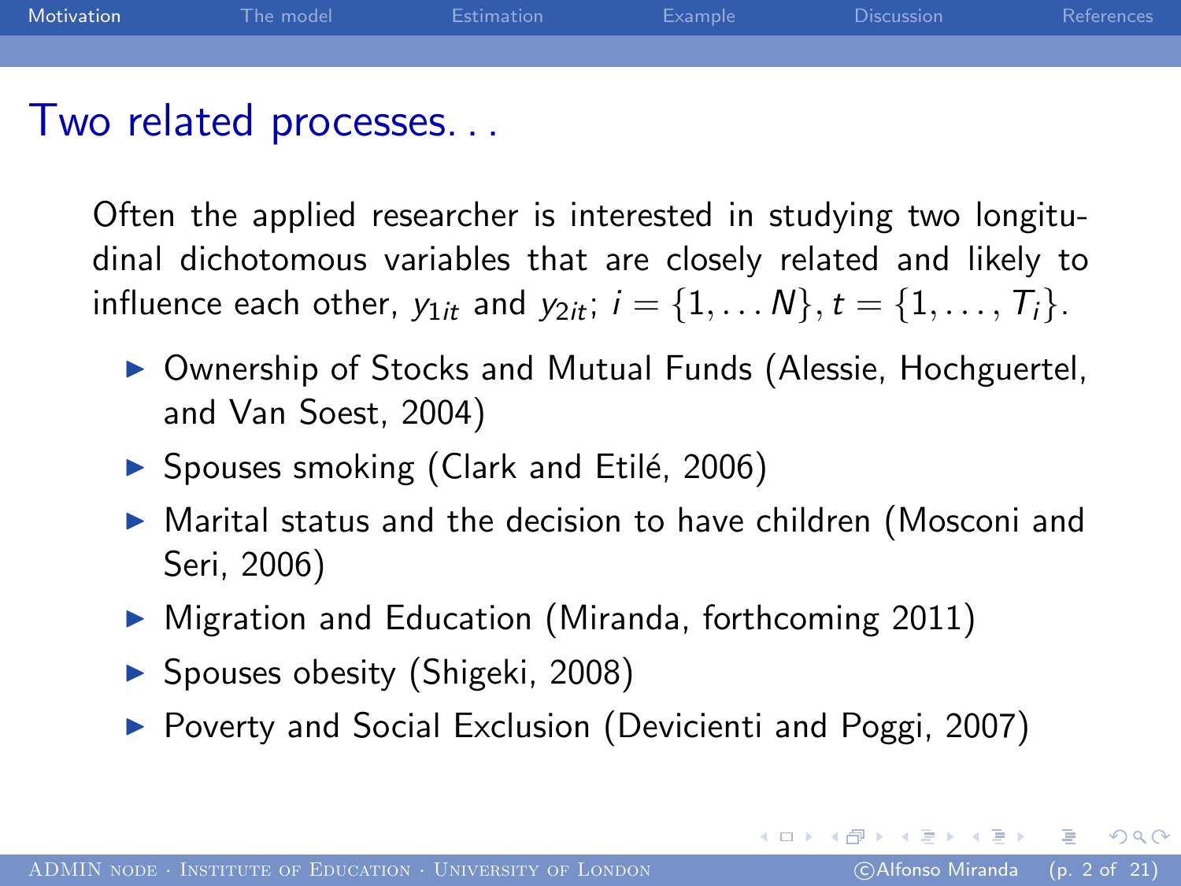# Two related processes. . .

Often the applied researcher is interested in studying two longitudinal dichotomous variables that are closely related and likely to influence each other, $y_{1it}$ and $y_{2it}$; $i = \{1, \dots N\}, t = \{1, \dots, T_i\}$.

- Ownership of Stocks and Mutual Funds (Alessie, Hochguertel, and Van Soest, 2004)
- Spouses smoking (Clark and Etilé, 2006)
- Marital status and the decision to have children (Mosconi and Seri, 2006)
- Migration and Education (Miranda, forthcoming 2011)
- Spouses obesity (Shigeki, 2008)
- Poverty and Social Exclusion (Devicienti and Poggi, 2007)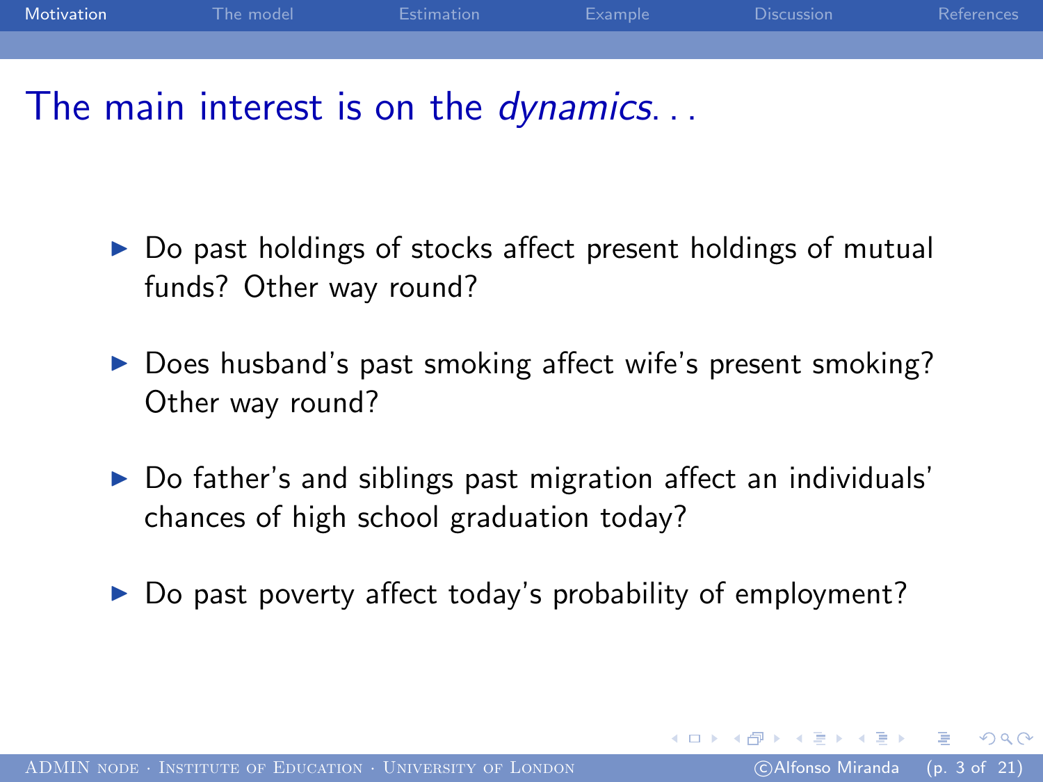# The main interest is on the *dynamics*. . .

- Do past holdings of stocks affect present holdings of mutual funds? Other way round?
- Does husband's past smoking affect wife's present smoking? Other way round?
- Do father's and siblings past migration affect an individuals' chances of high school graduation today?
- Do past poverty affect today's probability of employment?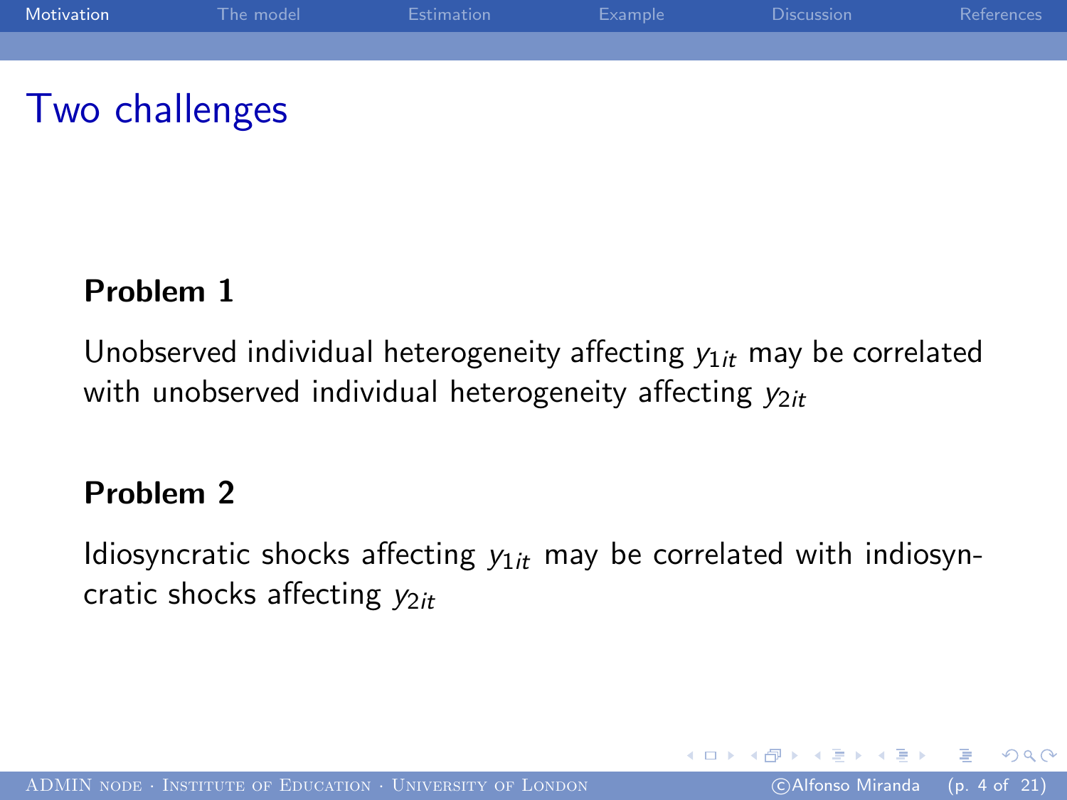# Two challenges

**Problem 1**

Unobserved individual heterogeneity affecting $y_{1it}$ may be correlated with unobserved individual heterogeneity affecting $y_{2it}$

**Problem 2**

Idiosyncratic shocks affecting $y_{1it}$ may be correlated with indiosyncratic shocks affecting $y_{2it}$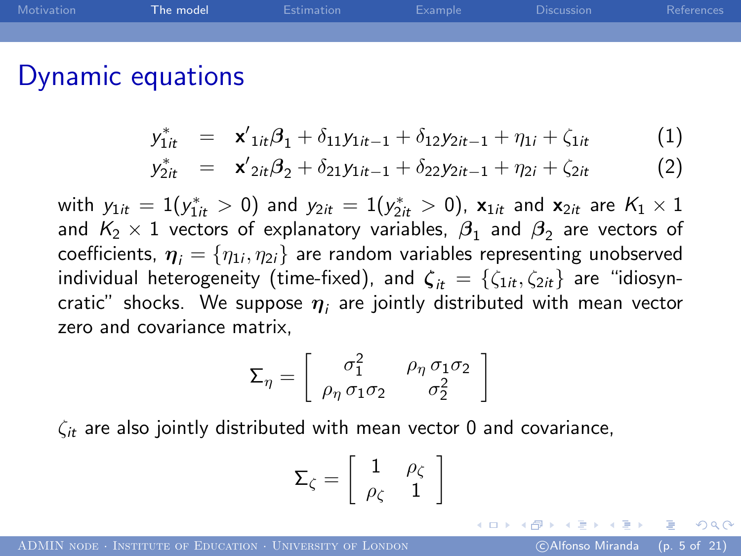# Dynamic equations

$$
\begin{aligned}
y^*_{1it} &= \mathbf{x}'_{1it}\boldsymbol{\beta}_1 + \delta_{11} y_{1it-1} + \delta_{12} y_{2it-1} + \eta_{1i} + \zeta_{1it} \quad (1) \\
y^*_{2it} &= \mathbf{x}'_{2it}\boldsymbol{\beta}_2 + \delta_{21} y_{1it-1} + \delta_{22} y_{2it-1} + \eta_{2i} + \zeta_{2it} \quad (2)
\end{aligned}
$$

with $y_{1it} = 1(y^*_{1it} > 0)$ and $y_{2it} = 1(y^*_{2it} > 0)$, $\mathbf{x}_{1it}$ and $\mathbf{x}_{2it}$ are $K_1 \times 1$ and $K_2 \times 1$ vectors of explanatory variables, $\boldsymbol{\beta}_1$ and $\boldsymbol{\beta}_2$ are vectors of coefficients, $\boldsymbol{\eta}_i = \{\eta_{1i}, \eta_{2i}\}$ are random variables representing unobserved individual heterogeneity (time-fixed), and $\boldsymbol{\zeta}_{it} = \{\zeta_{1it}, \zeta_{2it}\}$ are "idiosyncratic" shocks. We suppose $\boldsymbol{\eta}_i$ are jointly distributed with mean vector zero and covariance matrix,

$$
\Sigma_\eta = \begin{bmatrix} \sigma_1^2 & \rho_\eta\, \sigma_1 \sigma_2 \\ \rho_\eta\, \sigma_1 \sigma_2 & \sigma_2^2 \end{bmatrix}
$$

$\zeta_{it}$ are also jointly distributed with mean vector 0 and covariance,

$$
\Sigma_\zeta = \begin{bmatrix} 1 & \rho_\zeta \\ \rho_\zeta & 1 \end{bmatrix}
$$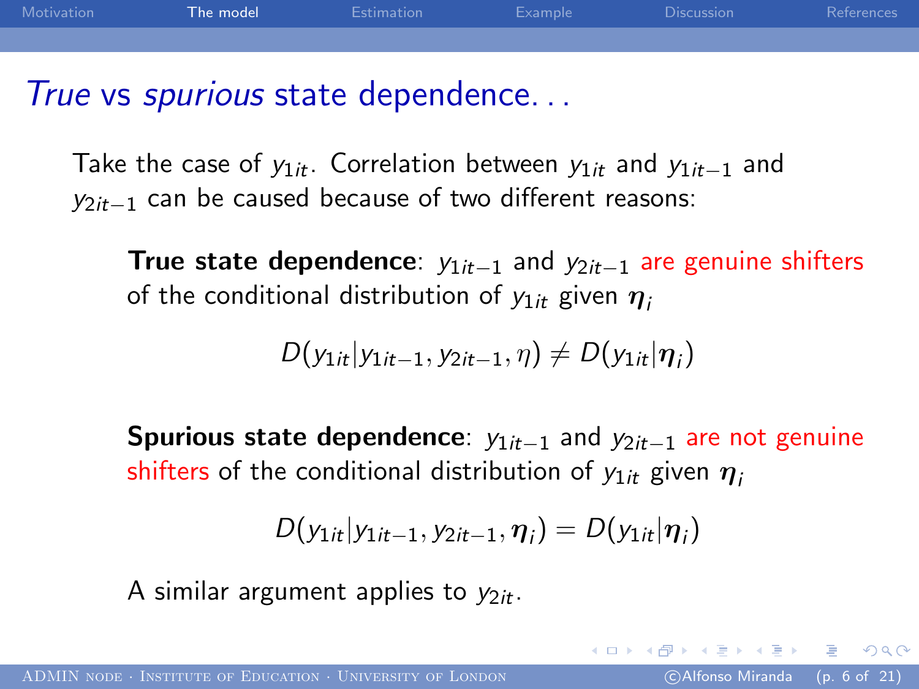## *True* vs *spurious* state dependence...

Take the case of $y_{1it}$. Correlation between $y_{1it}$ and $y_{1it-1}$ and $y_{2it-1}$ can be caused because of two different reasons:

**True state dependence**: $y_{1it-1}$ and $y_{2it-1}$ are genuine shifters of the conditional distribution of $y_{1it}$ given $\boldsymbol{\eta}_i$

$$D(y_{1it}|y_{1it-1}, y_{2it-1}, \eta) \neq D(y_{1it}|\boldsymbol{\eta}_i)$$

**Spurious state dependence**: $y_{1it-1}$ and $y_{2it-1}$ are not genuine shifters of the conditional distribution of $y_{1it}$ given $\boldsymbol{\eta}_i$

$$D(y_{1it}|y_{1it-1}, y_{2it-1}, \boldsymbol{\eta}_i) = D(y_{1it}|\boldsymbol{\eta}_i)$$

A similar argument applies to $y_{2it}$.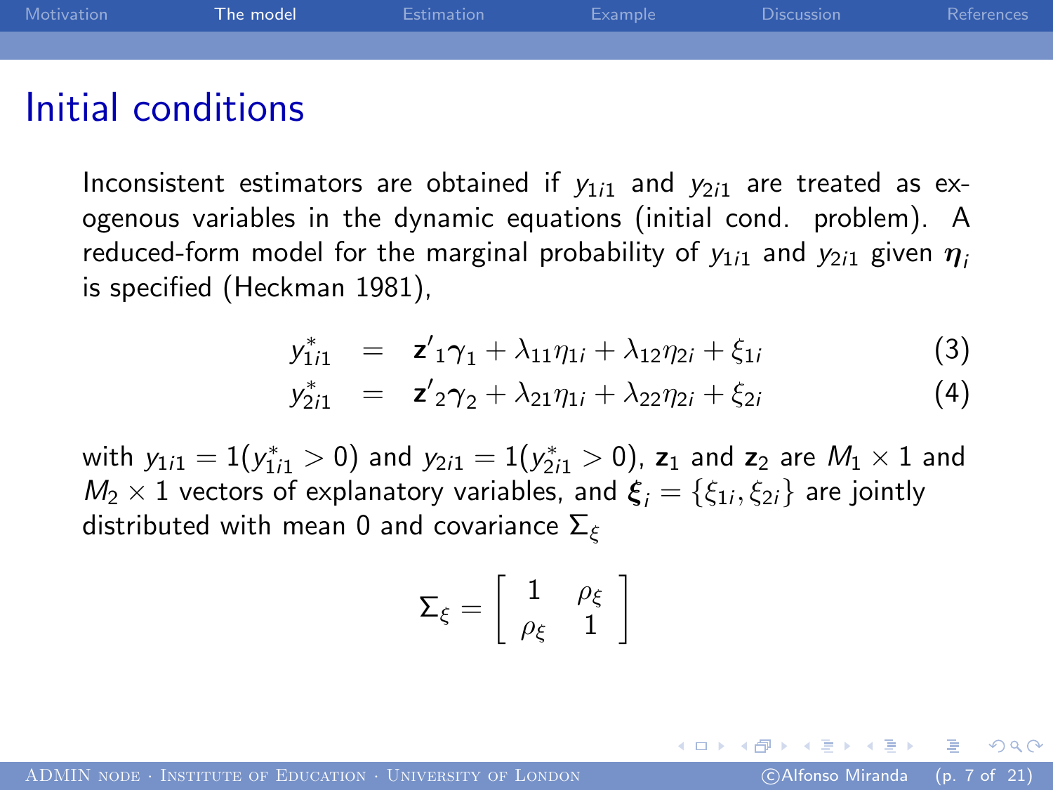# Initial conditions

Inconsistent estimators are obtained if $y_{1i1}$ and $y_{2i1}$ are treated as exogenous variables in the dynamic equations (initial cond. problem). A reduced-form model for the marginal probability of $y_{1i1}$ and $y_{2i1}$ given $\boldsymbol{\eta}_i$ is specified (Heckman 1981),

$$
\begin{aligned}
y^*_{1i1} &= \mathbf{z}'_1\boldsymbol{\gamma}_1 + \lambda_{11}\eta_{1i} + \lambda_{12}\eta_{2i} + \xi_{1i} && (3) \\
y^*_{2i1} &= \mathbf{z}'_2\boldsymbol{\gamma}_2 + \lambda_{21}\eta_{1i} + \lambda_{22}\eta_{2i} + \xi_{2i} && (4)
\end{aligned}
$$

with $y_{1i1} = 1(y^*_{1i1} > 0)$ and $y_{2i1} = 1(y^*_{2i1} > 0)$, $\mathbf{z}_1$ and $\mathbf{z}_2$ are $M_1 \times 1$ and $M_2 \times 1$ vectors of explanatory variables, and $\boldsymbol{\xi}_i = \{\xi_{1i}, \xi_{2i}\}$ are jointly distributed with mean 0 and covariance $\Sigma_\xi$

$$
\Sigma_\xi = \begin{bmatrix} 1 & \rho_\xi \\ \rho_\xi & 1 \end{bmatrix}
$$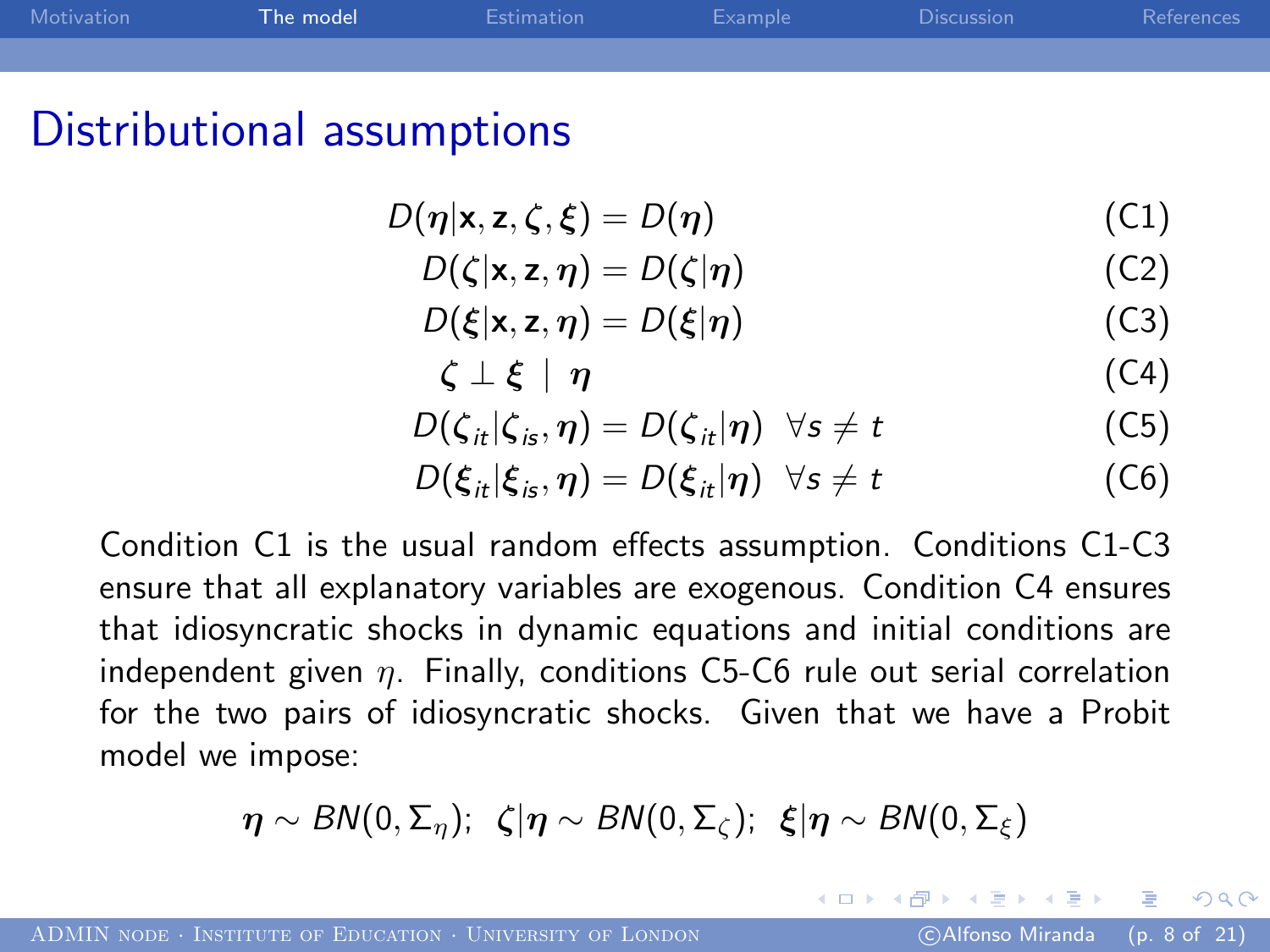# Distributional assumptions

$$D(\boldsymbol{\eta}|\mathbf{x}, \mathbf{z}, \boldsymbol{\zeta}, \boldsymbol{\xi}) = D(\boldsymbol{\eta}) \tag{C1}$$

$$D(\boldsymbol{\zeta}|\mathbf{x}, \mathbf{z}, \boldsymbol{\eta}) = D(\boldsymbol{\zeta}|\boldsymbol{\eta}) \tag{C2}$$

$$D(\boldsymbol{\xi}|\mathbf{x}, \mathbf{z}, \boldsymbol{\eta}) = D(\boldsymbol{\xi}|\boldsymbol{\eta}) \tag{C3}$$

$$\boldsymbol{\zeta} \perp \boldsymbol{\xi} \mid \boldsymbol{\eta} \tag{C4}$$

$$D(\boldsymbol{\zeta}_{it}|\boldsymbol{\zeta}_{is}, \boldsymbol{\eta}) = D(\boldsymbol{\zeta}_{it}|\boldsymbol{\eta}) \;\; \forall s \neq t \tag{C5}$$

$$D(\boldsymbol{\xi}_{it}|\boldsymbol{\xi}_{is}, \boldsymbol{\eta}) = D(\boldsymbol{\xi}_{it}|\boldsymbol{\eta}) \;\; \forall s \neq t \tag{C6}$$

Condition C1 is the usual random effects assumption. Conditions C1-C3 ensure that all explanatory variables are exogenous. Condition C4 ensures that idiosyncratic shocks in dynamic equations and initial conditions are independent given $\eta$. Finally, conditions C5-C6 rule out serial correlation for the two pairs of idiosyncratic shocks. Given that we have a Probit model we impose:

$$\boldsymbol{\eta} \sim BN(0, \Sigma_{\eta}); \;\; \boldsymbol{\zeta}|\boldsymbol{\eta} \sim BN(0, \Sigma_{\zeta}); \;\; \boldsymbol{\xi}|\boldsymbol{\eta} \sim BN(0, \Sigma_{\xi})$$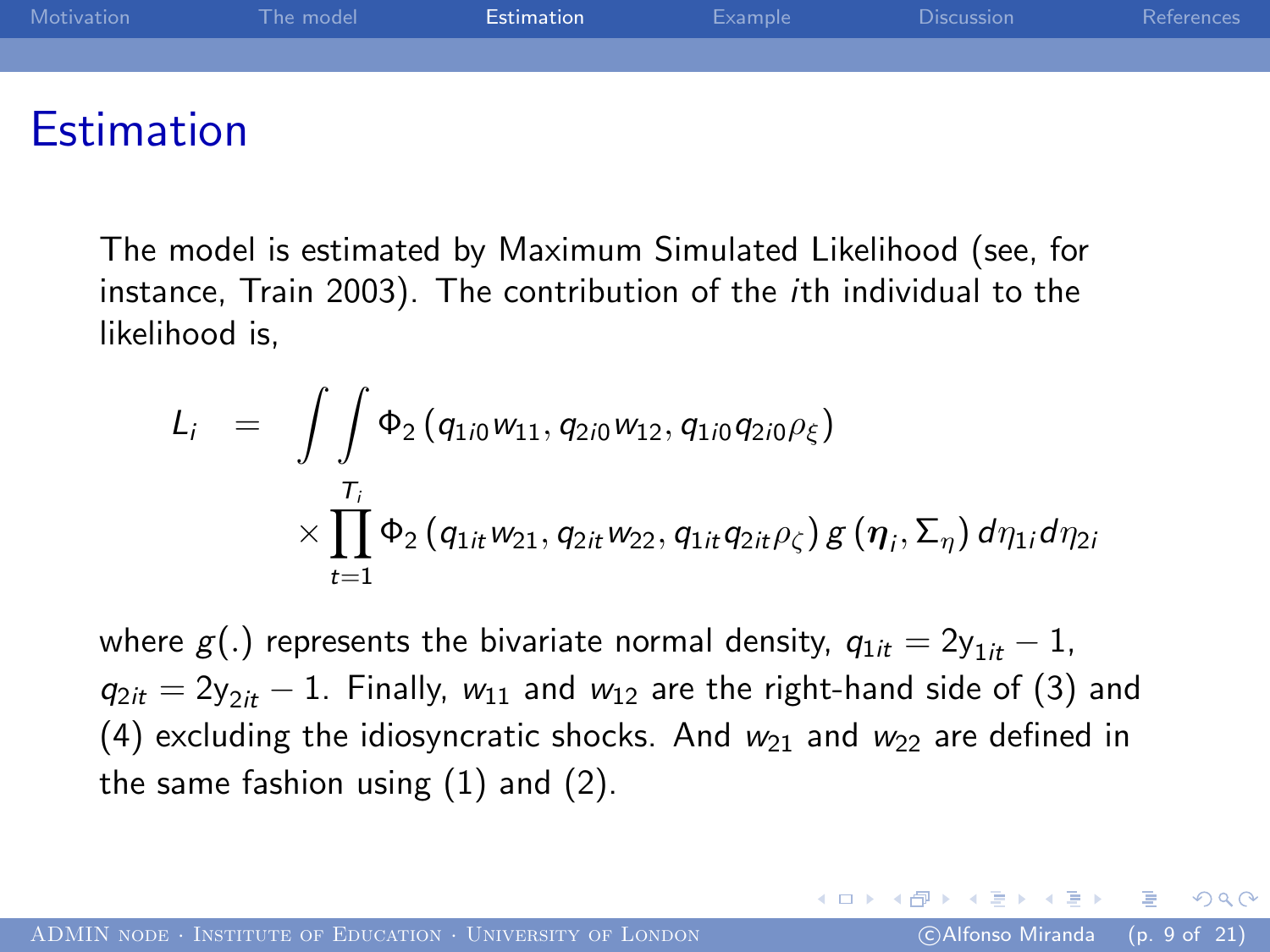# Estimation

The model is estimated by Maximum Simulated Likelihood (see, for instance, Train 2003). The contribution of the $i$th individual to the likelihood is,

$$
\begin{aligned}
L_i = & \int\int \Phi_2\left(q_{1i0}w_{11}, q_{2i0}w_{12}, q_{1i0}q_{2i0}\rho_{\xi}\right) \\
& \times \prod_{t=1}^{T_i} \Phi_2\left(q_{1it}w_{21}, q_{2it}w_{22}, q_{1it}q_{2it}\rho_{\zeta}\right) g\left(\boldsymbol{\eta}_i, \Sigma_{\eta}\right) d\eta_{1i} d\eta_{2i}
\end{aligned}
$$

where $g(.)$ represents the bivariate normal density, $q_{1it} = 2\text{y}_{1it} - 1$, $q_{2it} = 2\text{y}_{2it} - 1$. Finally, $w_{11}$ and $w_{12}$ are the right-hand side of (3) and (4) excluding the idiosyncratic shocks. And $w_{21}$ and $w_{22}$ are defined in the same fashion using (1) and (2).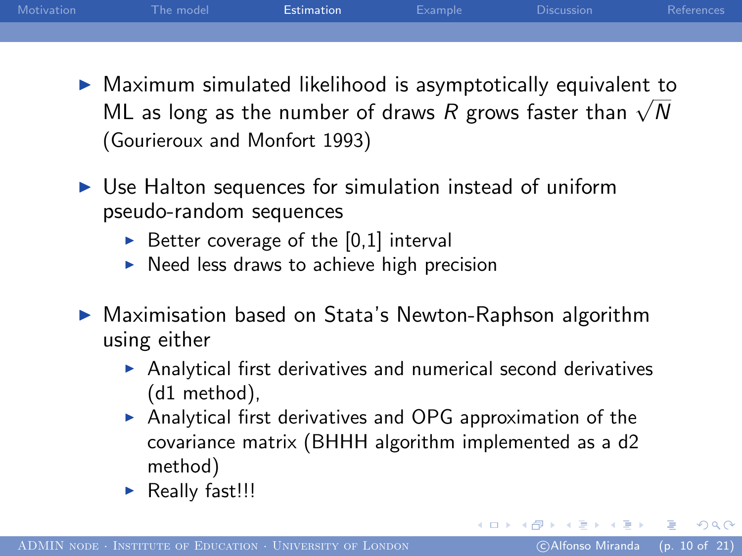- Maximum simulated likelihood is asymptotically equivalent to ML as long as the number of draws $R$ grows faster than $\sqrt{N}$ (Gourieroux and Monfort 1993)
- Use Halton sequences for simulation instead of uniform pseudo-random sequences
  - Better coverage of the [0,1] interval
  - Need less draws to achieve high precision
- Maximisation based on Stata's Newton-Raphson algorithm using either
  - Analytical first derivatives and numerical second derivatives (d1 method),
  - Analytical first derivatives and OPG approximation of the covariance matrix (BHHH algorithm implemented as a d2 method)
  - Really fast!!!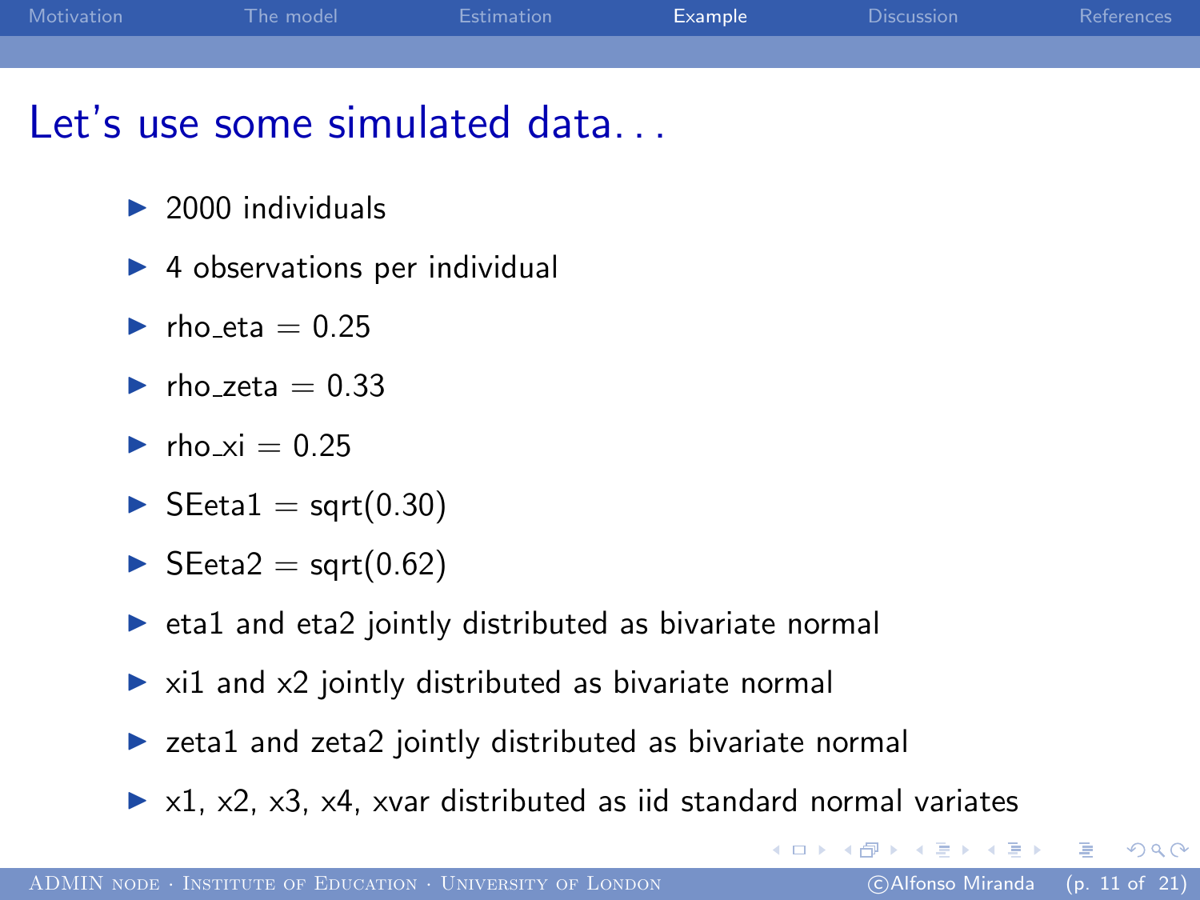# Let's use some simulated data. . .

- 2000 individuals
- 4 observations per individual
- rho_eta = 0.25
- rho_zeta = 0.33
- rho_xi = 0.25
- SEeta1 = sqrt(0.30)
- SEeta2 = sqrt(0.62)
- eta1 and eta2 jointly distributed as bivariate normal
- xi1 and x2 jointly distributed as bivariate normal
- zeta1 and zeta2 jointly distributed as bivariate normal
- x1, x2, x3, x4, xvar distributed as iid standard normal variates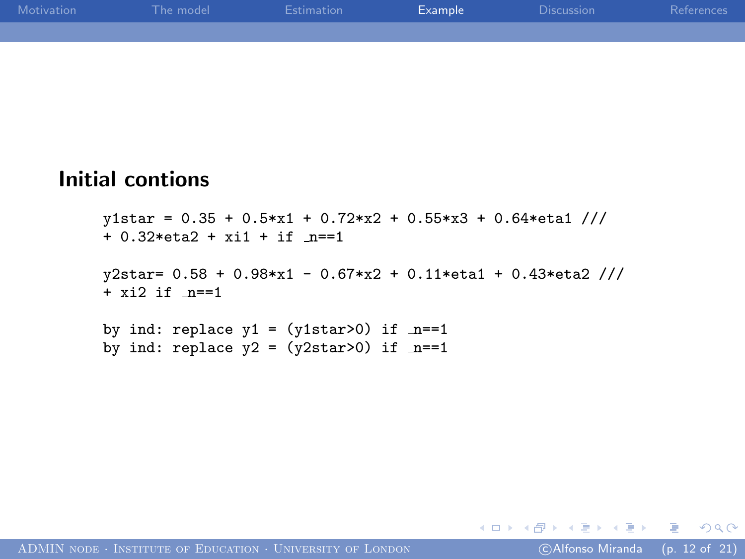## Initial contions

```
y1star = 0.35 + 0.5*x1 + 0.72*x2 + 0.55*x3 + 0.64*eta1 ///
+ 0.32*eta2 + xi1 + if _n==1

y2star= 0.58 + 0.98*x1 - 0.67*x2 + 0.11*eta1 + 0.43*eta2 ///
+ xi2 if _n==1

by ind: replace y1 = (y1star>0) if _n==1
by ind: replace y2 = (y2star>0) if _n==1
```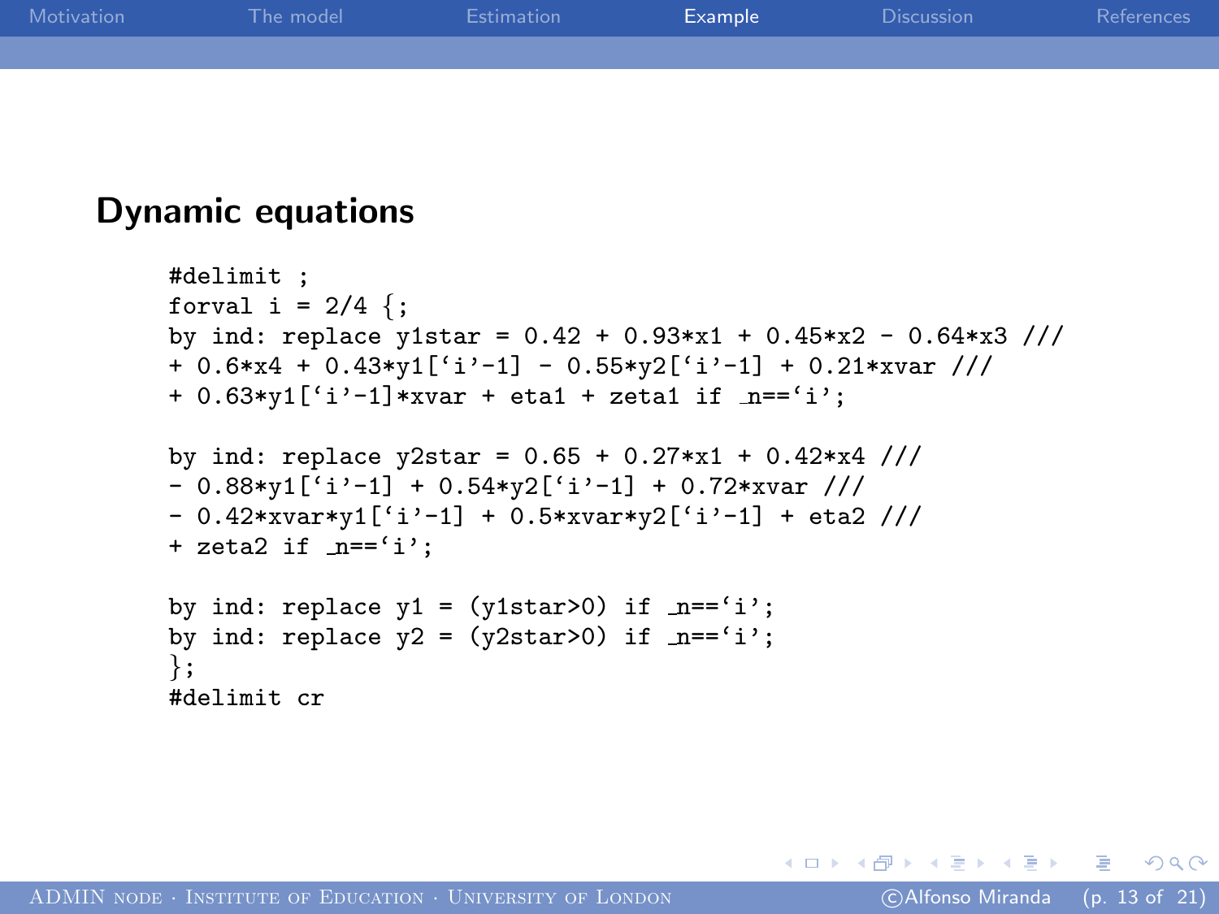## Dynamic equations

```
#delimit ;
forval i = 2/4 {;
by ind: replace y1star = 0.42 + 0.93*x1 + 0.45*x2 - 0.64*x3 ///
+ 0.6*x4 + 0.43*y1[`i'-1] - 0.55*y2[`i'-1] + 0.21*xvar ///
+ 0.63*y1[`i'-1]*xvar + eta1 + zeta1 if _n==`i';

by ind: replace y2star = 0.65 + 0.27*x1 + 0.42*x4 ///
- 0.88*y1[`i'-1] + 0.54*y2[`i'-1] + 0.72*xvar ///
- 0.42*xvar*y1[`i'-1] + 0.5*xvar*y2[`i'-1] + eta2 ///
+ zeta2 if _n==`i';

by ind: replace y1 = (y1star>0) if _n==`i';
by ind: replace y2 = (y2star>0) if _n==`i';
};
#delimit cr
```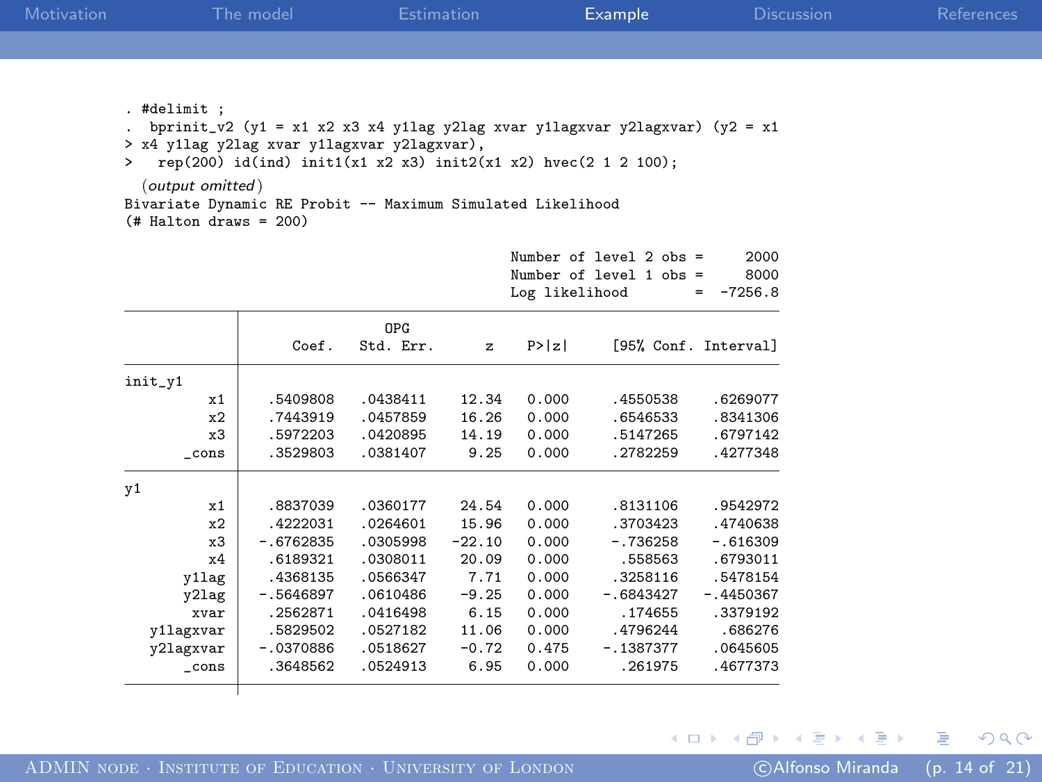```
. #delimit ;
.  bprinit_v2 (y1 = x1 x2 x3 x4 y1lag y2lag xvar y1lagxvar y2lagxvar) (y2 = x1
> x4 y1lag y2lag xvar y1lagxvar y2lagxvar),
>   rep(200) id(ind) init1(x1 x2 x3) init2(x1 x2) hvec(2 1 2 100);
```

*(output omitted)*

```
Bivariate Dynamic RE Probit -- Maximum Simulated Likelihood
(# Halton draws = 200)

                                          Number of level 2 obs =      2000
                                          Number of level 1 obs =      8000
                                          Log likelihood        =   -7256.8
```

| | Coef. | OPG Std. Err. | z | P>\|z\| | [95% Conf. | Interval] |
|---|---|---|---|---|---|---|
| **init_y1** | | | | | | |
| x1 | .5409808 | .0438411 | 12.34 | 0.000 | .4550538 | .6269077 |
| x2 | .7443919 | .0457859 | 16.26 | 0.000 | .6546533 | .8341306 |
| x3 | .5972203 | .0420895 | 14.19 | 0.000 | .5147265 | .6797142 |
| _cons | .3529803 | .0381407 | 9.25 | 0.000 | .2782259 | .4277348 |
| **y1** | | | | | | |
| x1 | .8837039 | .0360177 | 24.54 | 0.000 | .8131106 | .9542972 |
| x2 | .4222031 | .0264601 | 15.96 | 0.000 | .3703423 | .4740638 |
| x3 | -.6762835 | .0305998 | -22.10 | 0.000 | -.736258 | -.616309 |
| x4 | .6189321 | .0308011 | 20.09 | 0.000 | .558563 | .6793011 |
| y1lag | .4368135 | .0566347 | 7.71 | 0.000 | .3258116 | .5478154 |
| y2lag | -.5646897 | .0610486 | -9.25 | 0.000 | -.6843427 | -.4450367 |
| xvar | .2562871 | .0416498 | 6.15 | 0.000 | .174655 | .3379192 |
| y1lagxvar | .5829502 | .0527182 | 11.06 | 0.000 | .4796244 | .686276 |
| y2lagxvar | -.0370886 | .0518627 | -0.72 | 0.475 | -.1387377 | .0645605 |
| _cons | .3648562 | .0524913 | 6.95 | 0.000 | .261975 | .4677373 |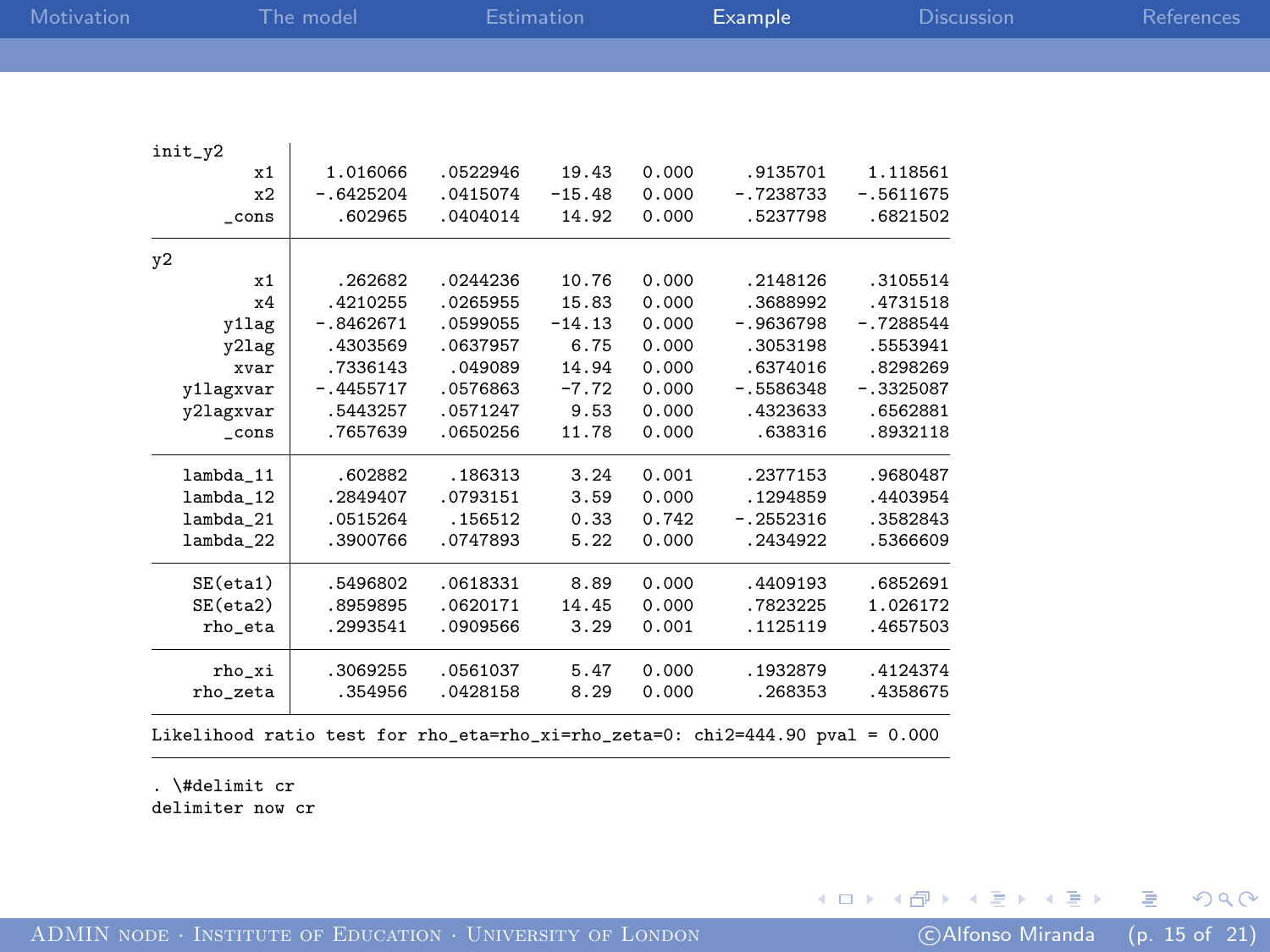```
init_y2     |
         x1 |   1.016066   .0522946    19.43   0.000     .9135701    1.118561
         x2 |  -.6425204   .0415074   -15.48   0.000    -.7238733   -.5611675
      _cons |    .602965   .0404014    14.92   0.000     .5237798    .6821502
------------+----------------------------------------------------------------
y2          |
         x1 |    .262682   .0244236    10.76   0.000     .2148126    .3105514
         x4 |   .4210255   .0265955    15.83   0.000     .3688992    .4731518
     y1lag  |  -.8462671   .0599055   -14.13   0.000    -.9636798   -.7288544
     y2lag  |   .4303569   .0637957     6.75   0.000     .3053198    .5553941
       xvar |   .7336143    .049089    14.94   0.000     .6374016    .8298269
  y1lagxvar |  -.4455717   .0576863    -7.72   0.000    -.5586348   -.3325087
  y2lagxvar |   .5443257   .0571247     9.53   0.000     .4323633    .6562881
      _cons |   .7657639   .0650256    11.78   0.000      .638316    .8932118
------------+----------------------------------------------------------------
  lambda_11 |    .602882    .186313     3.24   0.001     .2377153    .9680487
  lambda_12 |   .2849407   .0793151     3.59   0.000     .1294859    .4403954
  lambda_21 |   .0515264    .156512     0.33   0.742    -.2552316    .3582843
  lambda_22 |   .3900766   .0747893     5.22   0.000     .2434922    .5366609
------------+----------------------------------------------------------------
   SE(eta1) |   .5496802   .0618331     8.89   0.000     .4409193    .6852691
   SE(eta2) |   .8959895   .0620171    14.45   0.000     .7823225    1.026172
    rho_eta |   .2993541   .0909566     3.29   0.001     .1125119    .4657503
------------+----------------------------------------------------------------
     rho_xi |   .3069255   .0561037     5.47   0.000     .1932879    .4124374
   rho_zeta |    .354956   .0428158     8.29   0.000      .268353    .4358675
-----------------------------------------------------------------------------
Likelihood ratio test for rho_eta=rho_xi=rho_zeta=0: chi2=444.90 pval = 0.000
-----------------------------------------------------------------------------

. \#delimit cr
delimiter now cr
```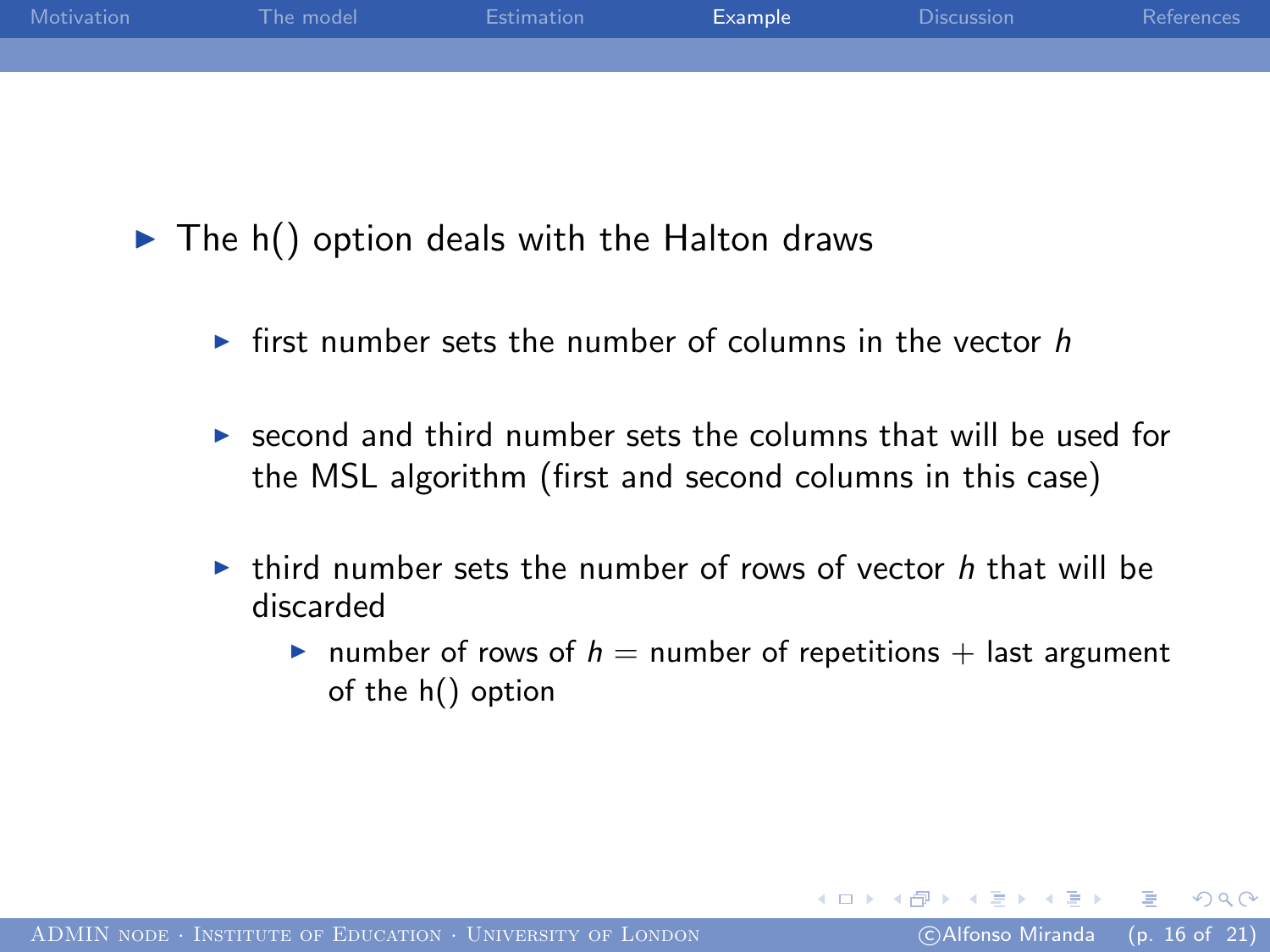- The h() option deals with the Halton draws
  - first number sets the number of columns in the vector $h$
  - second and third number sets the columns that will be used for the MSL algorithm (first and second columns in this case)
  - third number sets the number of rows of vector $h$ that will be discarded
    - number of rows of $h$ = number of repetitions + last argument of the h() option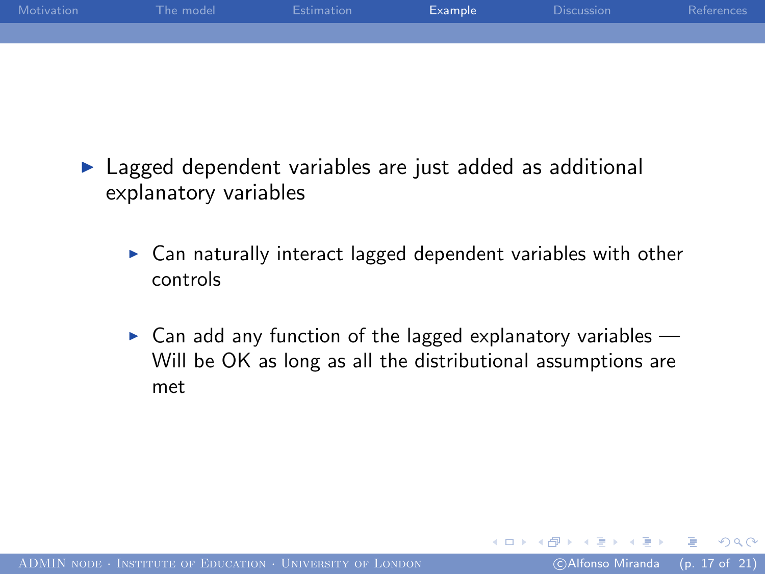- Lagged dependent variables are just added as additional explanatory variables
  - Can naturally interact lagged dependent variables with other controls
  - Can add any function of the lagged explanatory variables — Will be OK as long as all the distributional assumptions are met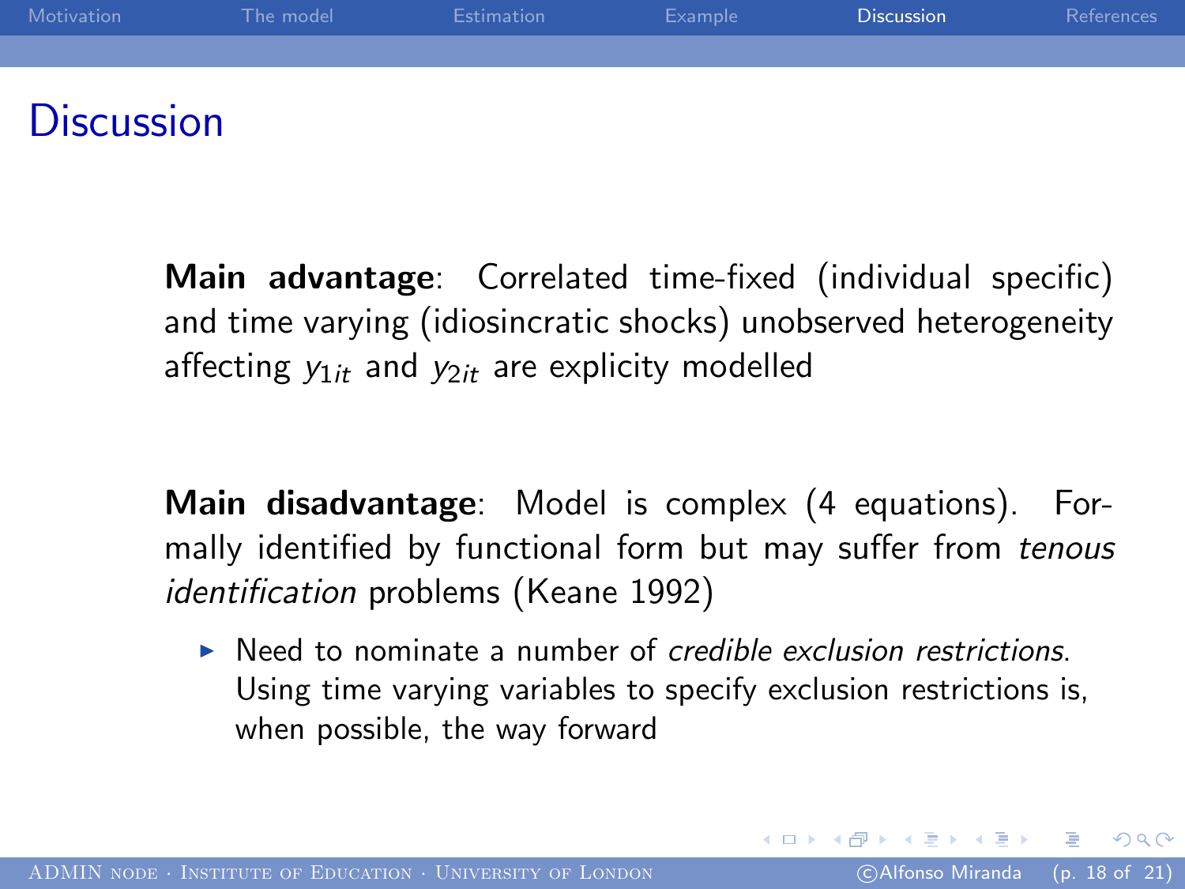# Discussion

**Main advantage**: Correlated time-fixed (individual specific) and time varying (idiosincratic shocks) unobserved heterogeneity affecting $y_{1it}$ and $y_{2it}$ are explicity modelled

**Main disadvantage**: Model is complex (4 equations). Formally identified by functional form but may suffer from *tenous identification* problems (Keane 1992)

- Need to nominate a number of *credible exclusion restrictions*. Using time varying variables to specify exclusion restrictions is, when possible, the way forward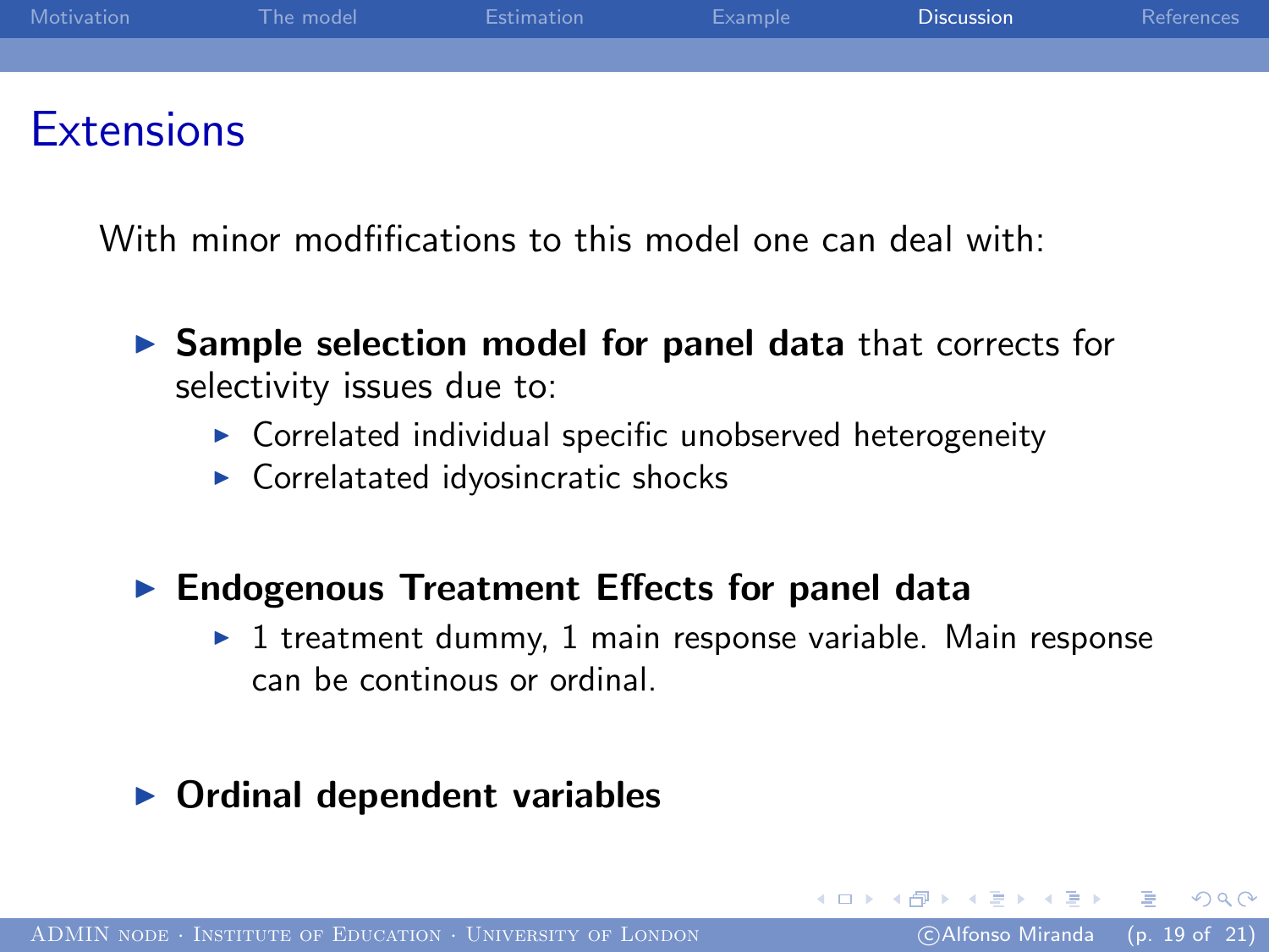# Extensions

With minor modfifications to this model one can deal with:

- **Sample selection model for panel data** that corrects for selectivity issues due to:
  - Correlated individual specific unobserved heterogeneity
  - Correlatated idyosincratic shocks
- **Endogenous Treatment Effects for panel data**
  - 1 treatment dummy, 1 main response variable. Main response can be continous or ordinal.
- **Ordinal dependent variables**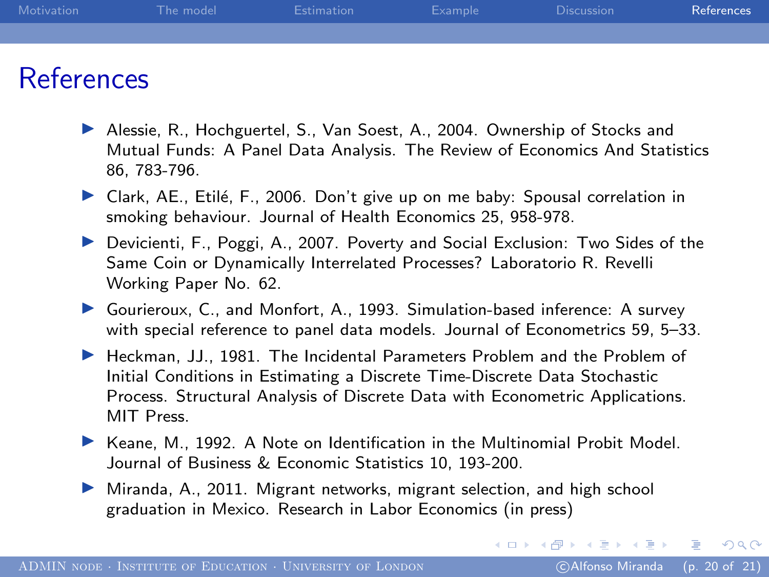# References

- Alessie, R., Hochguertel, S., Van Soest, A., 2004. Ownership of Stocks and Mutual Funds: A Panel Data Analysis. The Review of Economics And Statistics 86, 783-796.
- Clark, AE., Etilé, F., 2006. Don't give up on me baby: Spousal correlation in smoking behaviour. Journal of Health Economics 25, 958-978.
- Devicienti, F., Poggi, A., 2007. Poverty and Social Exclusion: Two Sides of the Same Coin or Dynamically Interrelated Processes? Laboratorio R. Revelli Working Paper No. 62.
- Gourieroux, C., and Monfort, A., 1993. Simulation-based inference: A survey with special reference to panel data models. Journal of Econometrics 59, 5–33.
- Heckman, JJ., 1981. The Incidental Parameters Problem and the Problem of Initial Conditions in Estimating a Discrete Time-Discrete Data Stochastic Process. Structural Analysis of Discrete Data with Econometric Applications. MIT Press.
- Keane, M., 1992. A Note on Identification in the Multinomial Probit Model. Journal of Business & Economic Statistics 10, 193-200.
- Miranda, A., 2011. Migrant networks, migrant selection, and high school graduation in Mexico. Research in Labor Economics (in press)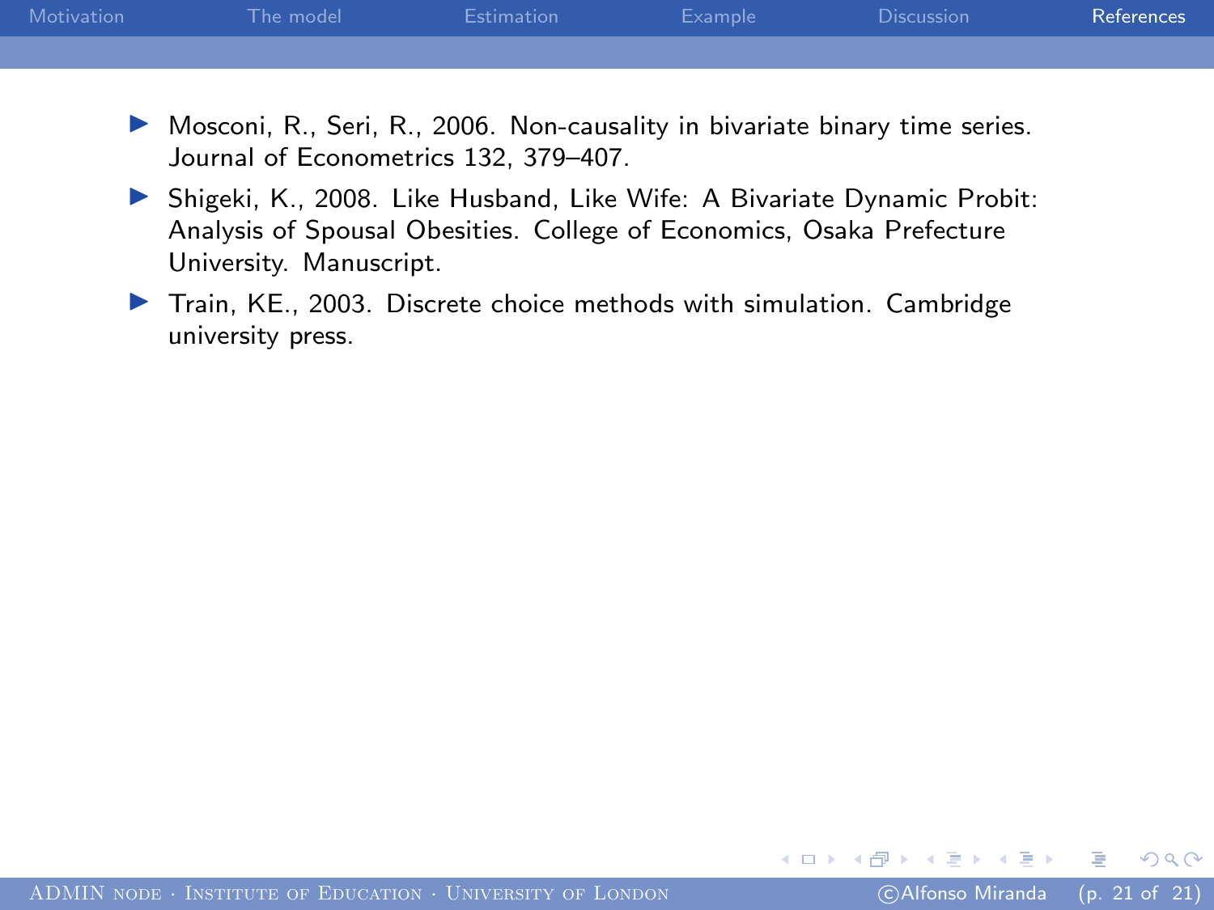- Mosconi, R., Seri, R., 2006. Non-causality in bivariate binary time series. Journal of Econometrics 132, 379–407.
- Shigeki, K., 2008. Like Husband, Like Wife: A Bivariate Dynamic Probit: Analysis of Spousal Obesities. College of Economics, Osaka Prefecture University. Manuscript.
- Train, KE., 2003. Discrete choice methods with simulation. Cambridge university press.